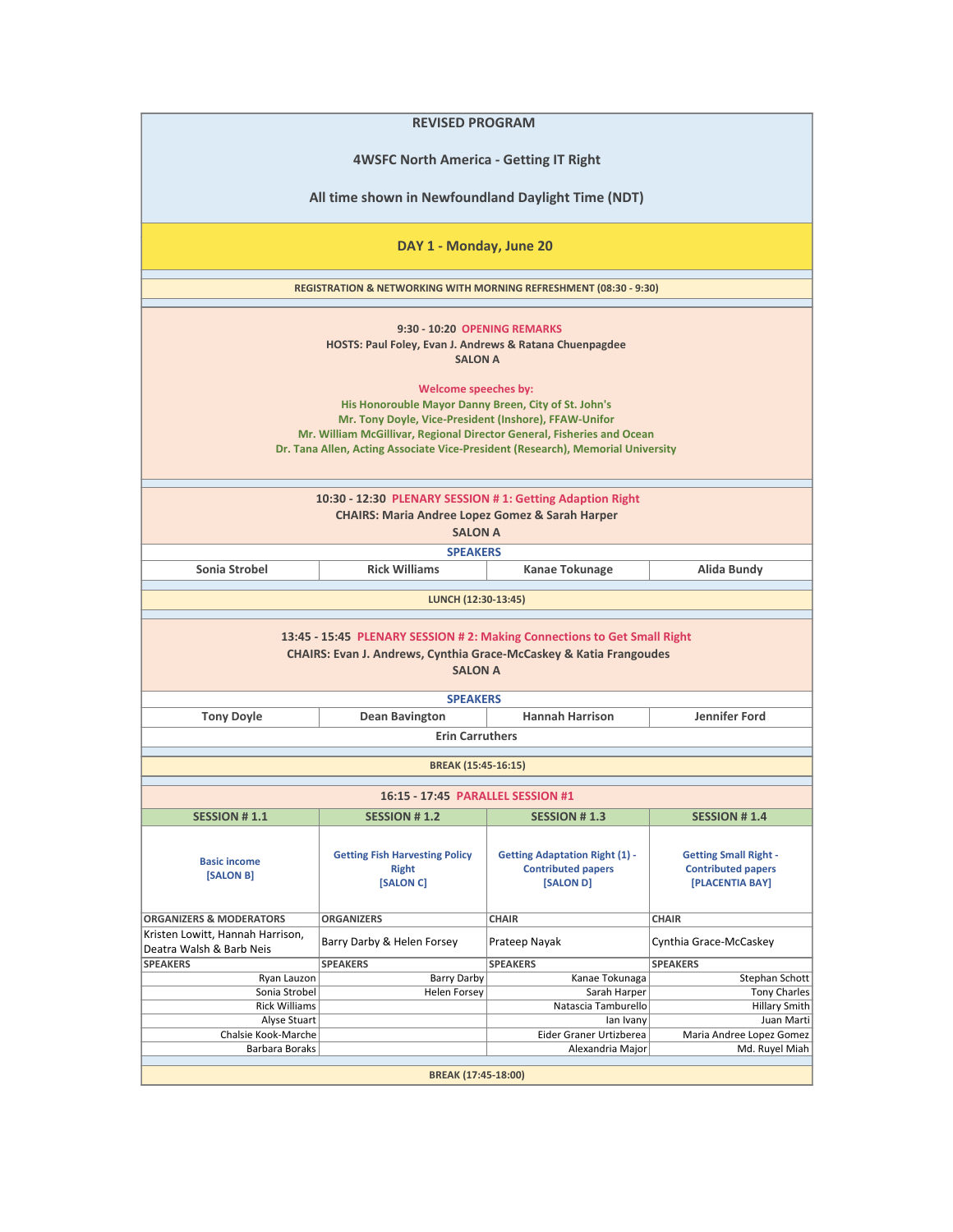# REVISED PROGRAM

## 4WSFC North America - Getting IT Right

### All time shown in Newfoundland Daylight Time (NDT)

## DAY 1 - Monday, June 20

**REGISTRATION & NETWORKING WITH MORNING REFRESHMENT (08:30 - 9:30)**

**9:30 - 10:20 OPENING REMARKS**
**HOSTS: Paul Foley, Evan J. Andrews & Ratana Chuenpagdee**
**SALON A**

**Welcome speeches by:**
**His Honorouble Mayor Danny Breen, City of St. John's**
**Mr. Tony Doyle, Vice-President (Inshore), FFAW-Unifor**
**Mr. William McGillivar, Regional Director General, Fisheries and Ocean**
**Dr. Tana Allen, Acting Associate Vice-President (Research), Memorial University**

**10:30 - 12:30 PLENARY SESSION # 1: Getting Adaption Right**
**CHAIRS: Maria Andree Lopez Gomez & Sarah Harper**
**SALON A**

**SPEAKERS**

| Sonia Strobel | Rick Williams | Kanae Tokunage | Alida Bundy |
|---|---|---|---|

**LUNCH (12:30-13:45)**

**13:45 - 15:45 PLENARY SESSION # 2: Making Connections to Get Small Right**
**CHAIRS: Evan J. Andrews, Cynthia Grace-McCaskey & Katia Frangoudes**
**SALON A**

**SPEAKERS**

| Tony Doyle | Dean Bavington | Hannah Harrison | Jennifer Ford |
|---|---|---|---|
| Erin Carruthers | | | |

**BREAK (15:45-16:15)**

**16:15 - 17:45 PARALLEL SESSION #1**

| SESSION # 1.1 | SESSION # 1.2 | SESSION # 1.3 | SESSION # 1.4 |
|---|---|---|---|
| Basic income [SALON B] | Getting Fish Harvesting Policy Right [SALON C] | Getting Adaptation Right (1) - Contributed papers [SALON D] | Getting Small Right - Contributed papers [PLACENTIA BAY] |
| **ORGANIZERS & MODERATORS** | **ORGANIZERS** | **CHAIR** | **CHAIR** |
| Kristen Lowitt, Hannah Harrison, Deatra Walsh & Barb Neis | Barry Darby & Helen Forsey | Prateep Nayak | Cynthia Grace-McCaskey |
| **SPEAKERS** | **SPEAKERS** | **SPEAKERS** | **SPEAKERS** |
| Ryan Lauzon | Barry Darby | Kanae Tokunaga | Stephan Schott |
| Sonia Strobel | Helen Forsey | Sarah Harper | Tony Charles |
| Rick Williams | | Natascia Tamburello | Hillary Smith |
| Alyse Stuart | | Ian Ivany | Juan Marti |
| Chalsie Kook-Marche | | Eider Graner Urtizberea | Maria Andree Lopez Gomez |
| Barbara Boraks | | Alexandria Major | Md. Ruyel Miah |

**BREAK (17:45-18:00)**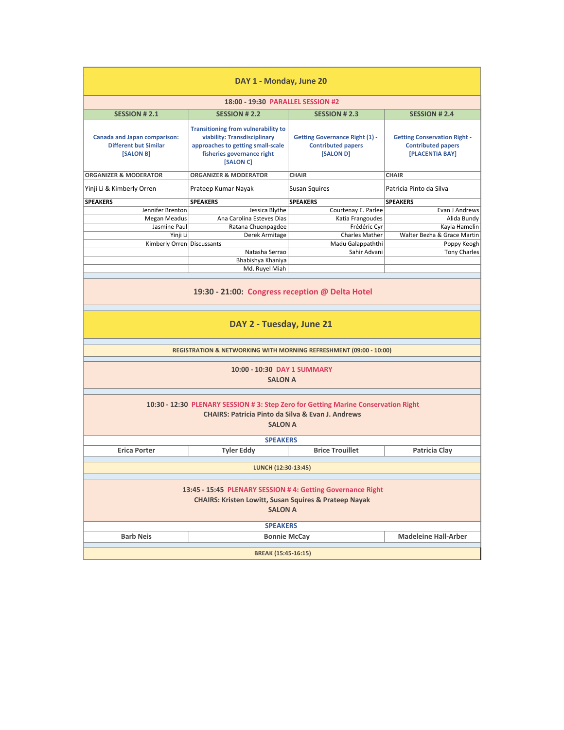## DAY 1 - Monday, June 20

**18:00 - 19:30 PARALLEL SESSION #2**

| SESSION # 2.1 | SESSION # 2.2 | SESSION # 2.3 | SESSION # 2.4 |
|---|---|---|---|
| **Canada and Japan comparison: Different but Similar [SALON B]** | **Transitioning from vulnerability to viability: Transdisciplinary approaches to getting small-scale fisheries governance right [SALON C]** | **Getting Governance Right (1) - Contributed papers [SALON D]** | **Getting Conservation Right - Contributed papers [PLACENTIA BAY]** |
| **ORGANIZER & MODERATOR** | **ORGANIZER & MODERATOR** | **CHAIR** | **CHAIR** |
| Yinji Li & Kimberly Orren | Prateep Kumar Nayak | Susan Squires | Patricia Pinto da Silva |
| **SPEAKERS** | **SPEAKERS** | **SPEAKERS** | **SPEAKERS** |
| Jennifer Brenton | Jessica Blythe | Courtenay E. Parlee | Evan J Andrews |
| Megan Meadus | Ana Carolina Esteves Dias | Katia Frangoudes | Alida Bundy |
| Jasmine Paul | Ratana Chuenpagdee | Frédéric Cyr | Kayla Hamelin |
| Yinji Li | Derek Armitage | Charles Mather | Walter Bezha & Grace Martin |
| Kimberly Orren | Discussants | Madu Galappaththi | Poppy Keogh |
| | Natasha Serrao | Sahir Advani | Tony Charles |
| | Bhabishya Khaniya | | |
| | Md. Ruyel Miah | | |

**19:30 - 21:00: Congress reception @ Delta Hotel**

## DAY 2 - Tuesday, June 21

**REGISTRATION & NETWORKING WITH MORNING REFRESHMENT (09:00 - 10:00)**

**10:00 - 10:30 DAY 1 SUMMARY**
**SALON A**

**10:30 - 12:30 PLENARY SESSION # 3: Step Zero for Getting Marine Conservation Right**
**CHAIRS: Patricia Pinto da Silva & Evan J. Andrews**
**SALON A**

| SPEAKERS | | | |
|---|---|---|---|
| Erica Porter | Tyler Eddy | Brice Trouillet | Patricia Clay |

**LUNCH (12:30-13:45)**

**13:45 - 15:45 PLENARY SESSION # 4: Getting Governance Right**
**CHAIRS: Kristen Lowitt, Susan Squires & Prateep Nayak**
**SALON A**

| SPEAKERS | | |
|---|---|---|
| Barb Neis | Bonnie McCay | Madeleine Hall-Arber |

**BREAK (15:45-16:15)**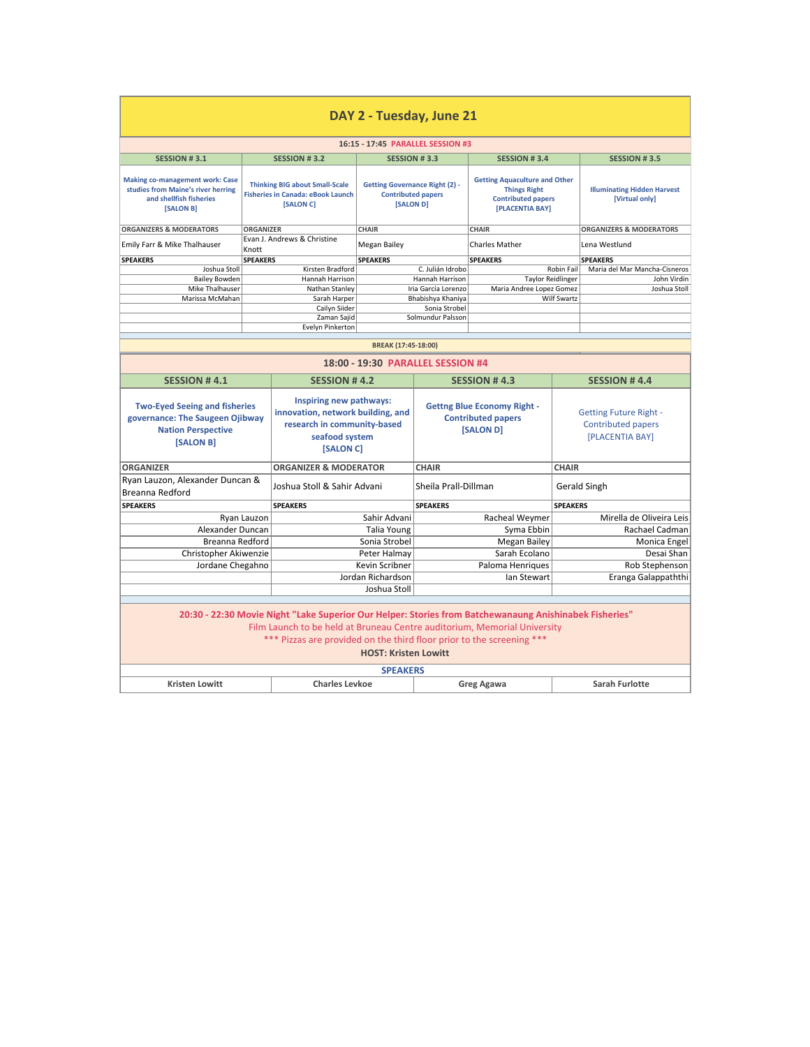# DAY 2 - Tuesday, June 21

## 16:15 - 17:45 PARALLEL SESSION #3

| SESSION # 3.1 | SESSION # 3.2 | SESSION # 3.3 | SESSION # 3.4 | SESSION # 3.5 |
|---|---|---|---|---|
| Making co-management work: Case studies from Maine's river herring and shellfish fisheries [SALON B] | Thinking BIG about Small-Scale Fisheries in Canada: eBook Launch [SALON C] | Getting Governance Right (2) - Contributed papers [SALON D] | Getting Aquaculture and Other Things Right Contributed papers [PLACENTIA BAY] | Illuminating Hidden Harvest [Virtual only] |
| **ORGANIZERS & MODERATORS** | **ORGANIZER** | **CHAIR** | **CHAIR** | **ORGANIZERS & MODERATORS** |
| Emily Farr & Mike Thalhauser | Evan J. Andrews & Christine Knott | Megan Bailey | Charles Mather | Lena Westlund |
| **SPEAKERS** | **SPEAKERS** | **SPEAKERS** | **SPEAKERS** | **SPEAKERS** |
| Joshua Stoll | Kirsten Bradford | C. Julián Idrobo | Robin Fail | Maria del Mar Mancha-Cisneros |
| Bailey Bowden | Hannah Harrison | Hannah Harrison | Taylor Reidlinger | John Virdin |
| Mike Thalhauser | Nathan Stanley | Iria García Lorenzo | Maria Andree Lopez Gomez | Joshua Stoll |
| Marissa McMahan | Sarah Harper | Bhabishya Khaniya | Wilf Swartz | |
| | Cailyn Siider | Sonia Strobel | | |
| | Zaman Sajid | Solmundur Palsson | | |
| | Evelyn Pinkerton | | | |

BREAK (17:45-18:00)

## 18:00 - 19:30 PARALLEL SESSION #4

| SESSION # 4.1 | SESSION # 4.2 | SESSION # 4.3 | SESSION # 4.4 |
|---|---|---|---|
| Two-Eyed Seeing and fisheries governance: The Saugeen Ojibway Nation Perspective [SALON B] | Inspiring new pathways: innovation, network building, and research in community-based seafood system [SALON C] | Gettng Blue Economy Right - Contributed papers [SALON D] | Getting Future Right - Contributed papers [PLACENTIA BAY] |
| **ORGANIZER** | **ORGANIZER & MODERATOR** | **CHAIR** | **CHAIR** |
| Ryan Lauzon, Alexander Duncan & Breanna Redford | Joshua Stoll & Sahir Advani | Sheila Prall-Dillman | Gerald Singh |
| **SPEAKERS** | **SPEAKERS** | **SPEAKERS** | **SPEAKERS** |
| Ryan Lauzon | Sahir Advani | Racheal Weymer | Mirella de Oliveira Leis |
| Alexander Duncan | Talia Young | Syma Ebbin | Rachael Cadman |
| Breanna Redford | Sonia Strobel | Megan Bailey | Monica Engel |
| Christopher Akiwenzie | Peter Halmay | Sarah Ecolano | Desai Shan |
| Jordane Chegahno | Kevin Scribner | Paloma Henriques | Rob Stephenson |
| | Jordan Richardson | Ian Stewart | Eranga Galappaththi |
| | Joshua Stoll | | |

**20:30 - 22:30 Movie Night "Lake Superior Our Helper: Stories from Batchewanaung Anishinabek Fisheries"**

Film Launch to be held at Bruneau Centre auditorium, Memorial University

\*\*\* Pizzas are provided on the third floor prior to the screening \*\*\*

**HOST: Kristen Lowitt**

| SPEAKERS | | | |
|---|---|---|---|
| Kristen Lowitt | Charles Levkoe | Greg Agawa | Sarah Furlotte |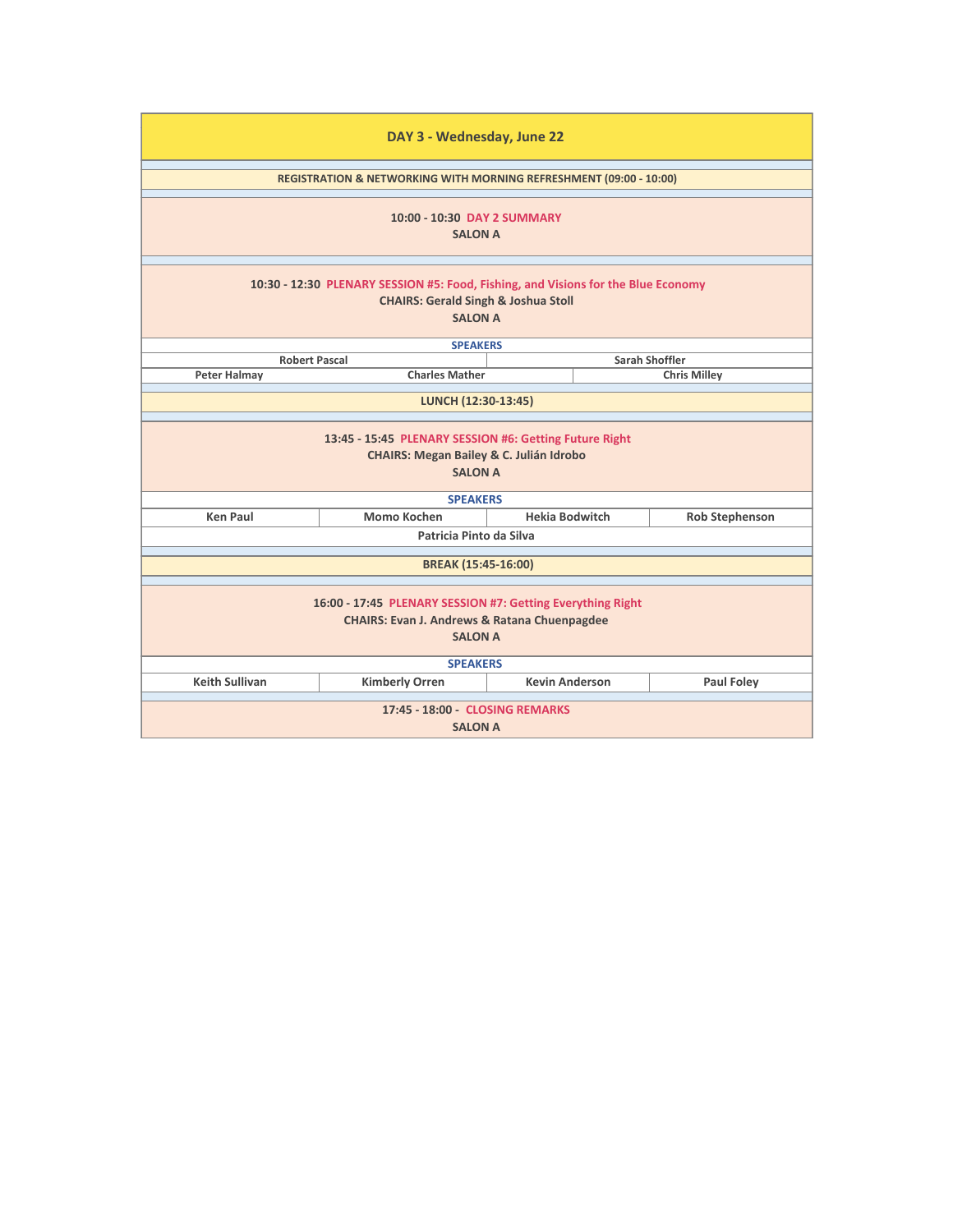# DAY 3 - Wednesday, June 22

**REGISTRATION & NETWORKING WITH MORNING REFRESHMENT (09:00 - 10:00)**

**10:00 - 10:30 DAY 2 SUMMARY**
**SALON A**

**10:30 - 12:30 PLENARY SESSION #5: Food, Fishing, and Visions for the Blue Economy**
**CHAIRS: Gerald Singh & Joshua Stoll**
**SALON A**

**SPEAKERS**

| | | |
|---|---|---|
| Robert Pascal | | Sarah Shoffler |
| Peter Halmay | Charles Mather | Chris Milley |

**LUNCH (12:30-13:45)**

**13:45 - 15:45 PLENARY SESSION #6: Getting Future Right**
**CHAIRS: Megan Bailey & C. Julián Idrobo**
**SALON A**

**SPEAKERS**

| | | | |
|---|---|---|---|
| Ken Paul | Momo Kochen | Hekia Bodwitch | Rob Stephenson |
| Patricia Pinto da Silva | | | |

**BREAK (15:45-16:00)**

**16:00 - 17:45 PLENARY SESSION #7: Getting Everything Right**
**CHAIRS: Evan J. Andrews & Ratana Chuenpagdee**
**SALON A**

**SPEAKERS**

| | | | |
|---|---|---|---|
| Keith Sullivan | Kimberly Orren | Kevin Anderson | Paul Foley |

**17:45 - 18:00 - CLOSING REMARKS**
**SALON A**